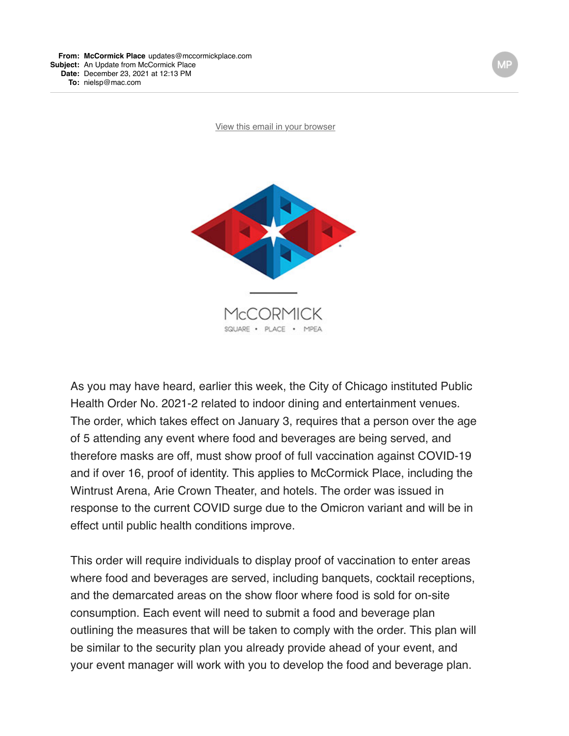**From:** **McCormick Place** updates@mccormickplace.com
**Subject:** An Update from McCormick Place
**Date:** December 23, 2021 at 12:13 PM
**To:** nielsp@mac.com

View this email in your browser

McCORMICK
SQUARE • PLACE • MPEA

As you may have heard, earlier this week, the City of Chicago instituted Public Health Order No. 2021-2 related to indoor dining and entertainment venues. The order, which takes effect on January 3, requires that a person over the age of 5 attending any event where food and beverages are being served, and therefore masks are off, must show proof of full vaccination against COVID-19 and if over 16, proof of identity. This applies to McCormick Place, including the Wintrust Arena, Arie Crown Theater, and hotels. The order was issued in response to the current COVID surge due to the Omicron variant and will be in effect until public health conditions improve.

This order will require individuals to display proof of vaccination to enter areas where food and beverages are served, including banquets, cocktail receptions, and the demarcated areas on the show floor where food is sold for on-site consumption. Each event will need to submit a food and beverage plan outlining the measures that will be taken to comply with the order. This plan will be similar to the security plan you already provide ahead of your event, and your event manager will work with you to develop the food and beverage plan.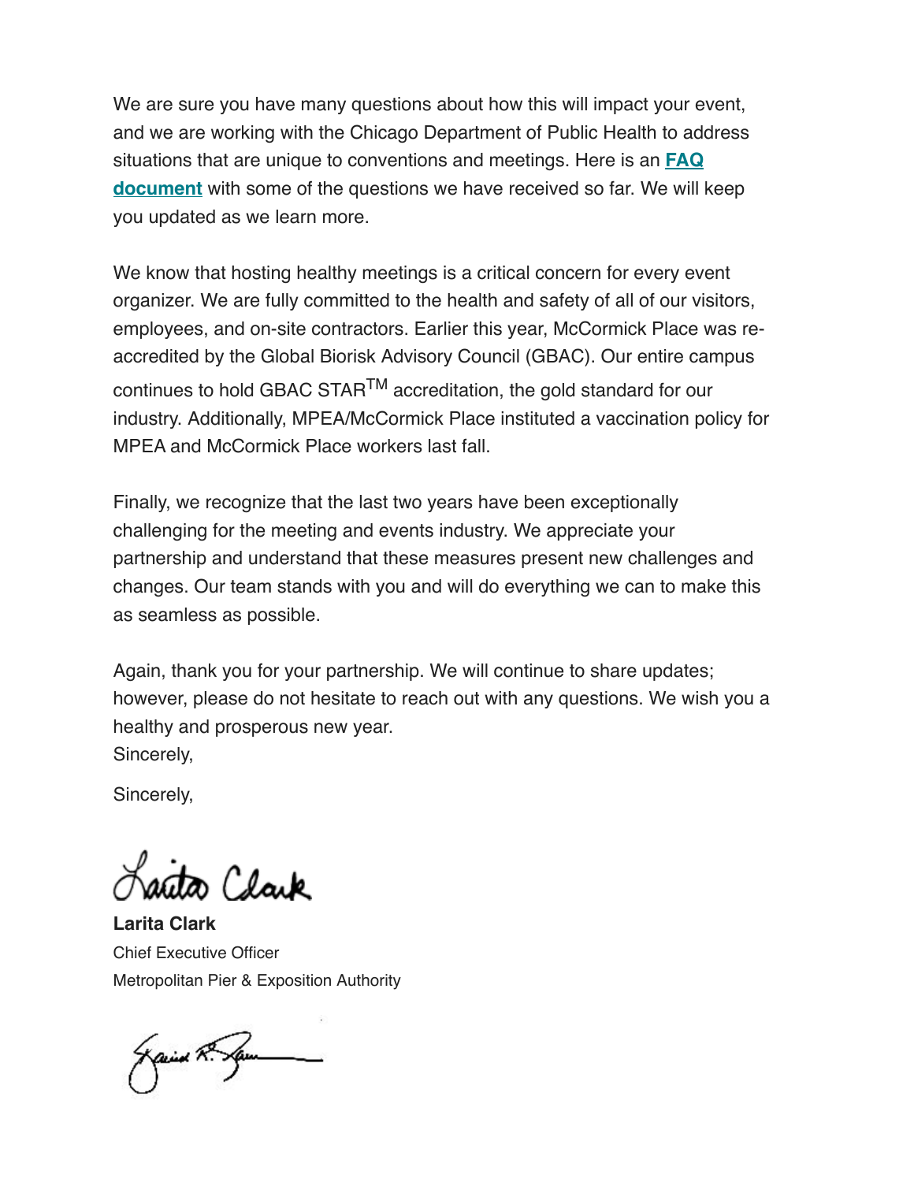We are sure you have many questions about how this will impact your event, and we are working with the Chicago Department of Public Health to address situations that are unique to conventions and meetings. Here is an **FAQ document** with some of the questions we have received so far. We will keep you updated as we learn more.

We know that hosting healthy meetings is a critical concern for every event organizer. We are fully committed to the health and safety of all of our visitors, employees, and on-site contractors. Earlier this year, McCormick Place was re-accredited by the Global Biorisk Advisory Council (GBAC). Our entire campus continues to hold GBAC STAR™ accreditation, the gold standard for our industry. Additionally, MPEA/McCormick Place instituted a vaccination policy for MPEA and McCormick Place workers last fall.

Finally, we recognize that the last two years have been exceptionally challenging for the meeting and events industry. We appreciate your partnership and understand that these measures present new challenges and changes. Our team stands with you and will do everything we can to make this as seamless as possible.

Again, thank you for your partnership. We will continue to share updates; however, please do not hesitate to reach out with any questions. We wish you a healthy and prosperous new year.
Sincerely,

Sincerely,

**Larita Clark**
Chief Executive Officer
Metropolitan Pier & Exposition Authority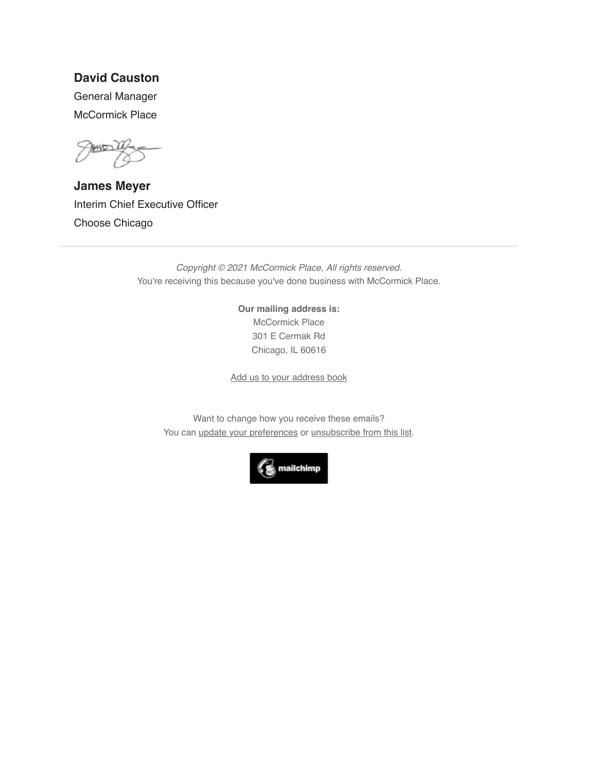**David Causton**

General Manager

McCormick Place

**James Meyer**

Interim Chief Executive Officer

Choose Chicago

---

*Copyright © 2021 McCormick Place, All rights reserved.*

You're receiving this because you've done business with McCormick Place.

**Our mailing address is:**

McCormick Place

301 E Cermak Rd

Chicago, IL 60616

Add us to your address book

Want to change how you receive these emails?

You can update your preferences or unsubscribe from this list.

mailchimp